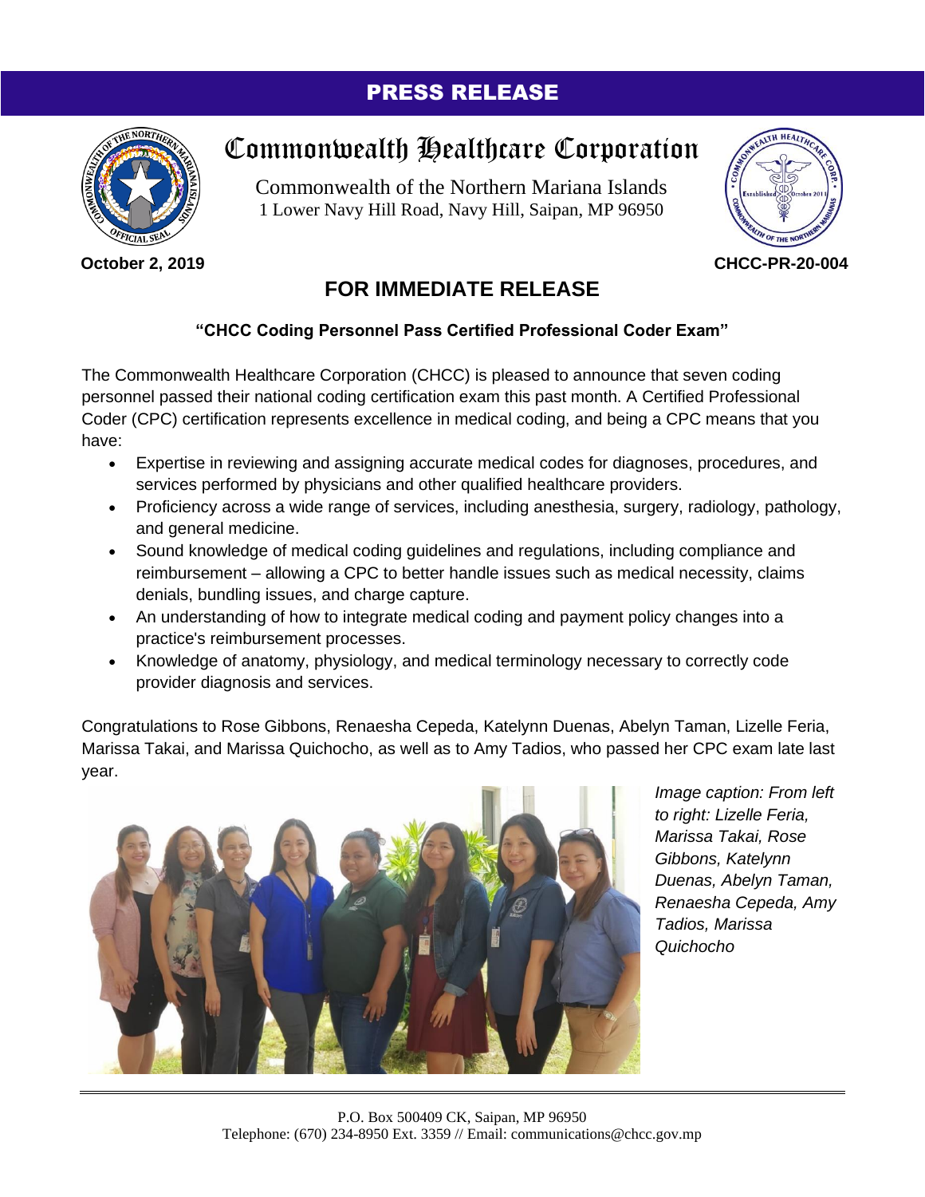# PRESS RELEASE

## Commonwealth Healthcare Corporation

Commonwealth of the Northern Mariana Islands
1 Lower Navy Hill Road, Navy Hill, Saipan, MP 96950

**October 2, 2019** **CHCC-PR-20-004**

## FOR IMMEDIATE RELEASE

**"CHCC Coding Personnel Pass Certified Professional Coder Exam"**

The Commonwealth Healthcare Corporation (CHCC) is pleased to announce that seven coding personnel passed their national coding certification exam this past month. A Certified Professional Coder (CPC) certification represents excellence in medical coding, and being a CPC means that you have:

- Expertise in reviewing and assigning accurate medical codes for diagnoses, procedures, and services performed by physicians and other qualified healthcare providers.
- Proficiency across a wide range of services, including anesthesia, surgery, radiology, pathology, and general medicine.
- Sound knowledge of medical coding guidelines and regulations, including compliance and reimbursement – allowing a CPC to better handle issues such as medical necessity, claims denials, bundling issues, and charge capture.
- An understanding of how to integrate medical coding and payment policy changes into a practice's reimbursement processes.
- Knowledge of anatomy, physiology, and medical terminology necessary to correctly code provider diagnosis and services.

Congratulations to Rose Gibbons, Renaesha Cepeda, Katelynn Duenas, Abelyn Taman, Lizelle Feria, Marissa Takai, and Marissa Quichocho, as well as to Amy Tadios, who passed her CPC exam late last year.

*Image caption: From left to right: Lizelle Feria, Marissa Takai, Rose Gibbons, Katelynn Duenas, Abelyn Taman, Renaesha Cepeda, Amy Tadios, Marissa Quichocho*

P.O. Box 500409 CK, Saipan, MP 96950
Telephone: (670) 234-8950 Ext. 3359 // Email: communications@chcc.gov.mp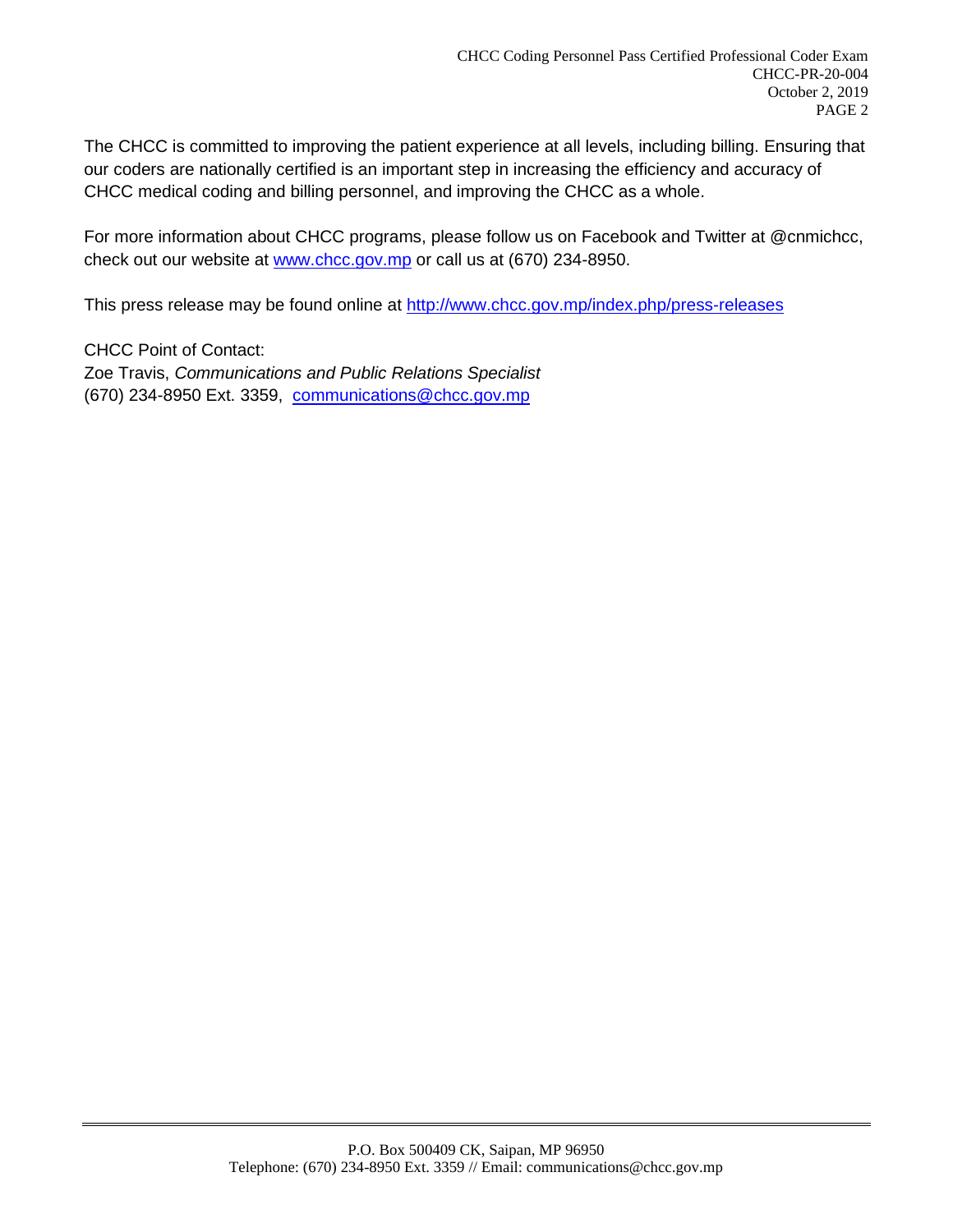The CHCC is committed to improving the patient experience at all levels, including billing. Ensuring that our coders are nationally certified is an important step in increasing the efficiency and accuracy of CHCC medical coding and billing personnel, and improving the CHCC as a whole.

For more information about CHCC programs, please follow us on Facebook and Twitter at @cnmichcc, check out our website at www.chcc.gov.mp or call us at (670) 234-8950.

This press release may be found online at http://www.chcc.gov.mp/index.php/press-releases

CHCC Point of Contact:
Zoe Travis, *Communications and Public Relations Specialist*
(670) 234-8950 Ext. 3359, communications@chcc.gov.mp